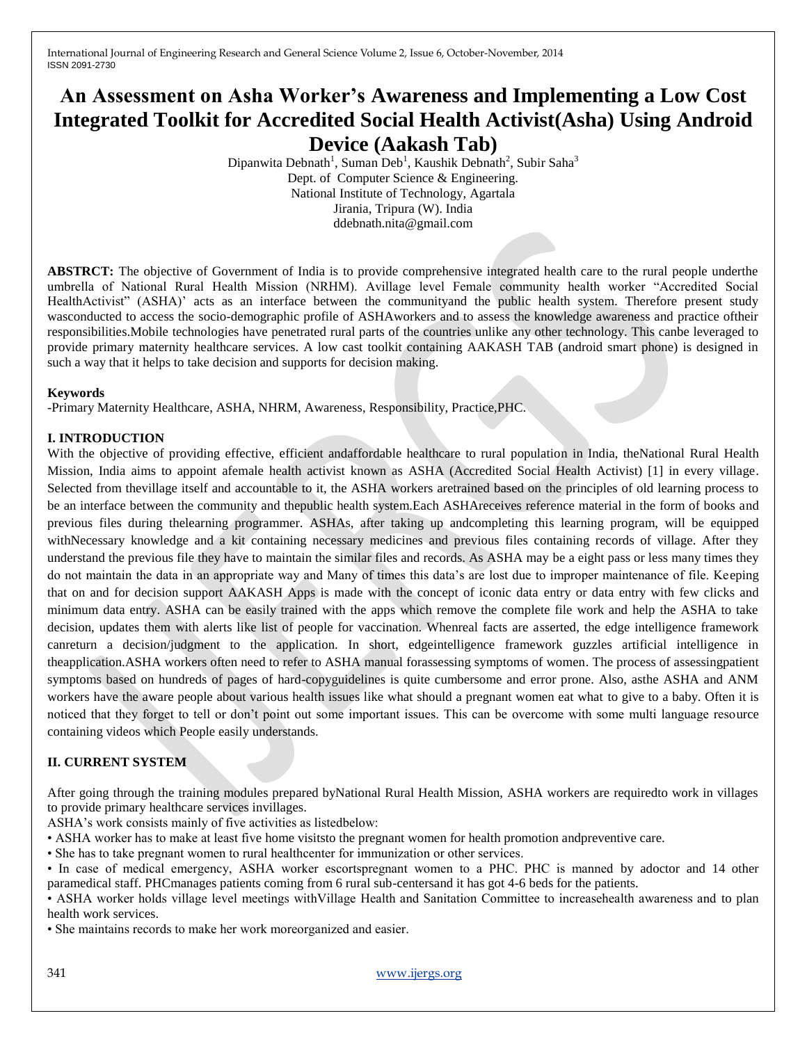# An Assessment on Asha Worker's Awareness and Implementing a Low Cost Integrated Toolkit for Accredited Social Health Activist(Asha) Using Android Device (Aakash Tab)

Dipanwita Debnath[1], Suman Deb[1], Kaushik Debnath[2], Subir Saha[3]

Dept. of Computer Science & Engineering.

National Institute of Technology, Agartala

Jirania, Tripura (W). India

ddebnath.nita@gmail.com

**ABSTRCT:** The objective of Government of India is to provide comprehensive integrated health care to the rural people underthe umbrella of National Rural Health Mission (NRHM). Avillage level Female community health worker "Accredited Social HealthActivist" (ASHA)' acts as an interface between the communityand the public health system. Therefore present study wasconducted to access the socio-demographic profile of ASHAworkers and to assess the knowledge awareness and practice oftheir responsibilities.Mobile technologies have penetrated rural parts of the countries unlike any other technology. This canbe leveraged to provide primary maternity healthcare services. A low cast toolkit containing AAKASH TAB (android smart phone) is designed in such a way that it helps to take decision and supports for decision making.

**Keywords**

-Primary Maternity Healthcare, ASHA, NHRM, Awareness, Responsibility, Practice,PHC.

## I. INTRODUCTION

With the objective of providing effective, efficient andaffordable healthcare to rural population in India, theNational Rural Health Mission, India aims to appoint afemale health activist known as ASHA (Accredited Social Health Activist) [1] in every village. Selected from thevillage itself and accountable to it, the ASHA workers aretrained based on the principles of old learning process to be an interface between the community and thepublic health system.Each ASHAreceives reference material in the form of books and previous files during thelearning programmer. ASHAs, after taking up andcompleting this learning program, will be equipped withNecessary knowledge and a kit containing necessary medicines and previous files containing records of village. After they understand the previous file they have to maintain the similar files and records. As ASHA may be a eight pass or less many times they do not maintain the data in an appropriate way and Many of times this data's are lost due to improper maintenance of file. Keeping that on and for decision support AAKASH Apps is made with the concept of iconic data entry or data entry with few clicks and minimum data entry. ASHA can be easily trained with the apps which remove the complete file work and help the ASHA to take decision, updates them with alerts like list of people for vaccination. Whenreal facts are asserted, the edge intelligence framework canreturn a decision/judgment to the application. In short, edgeintelligence framework guzzles artificial intelligence in theapplication.ASHA workers often need to refer to ASHA manual forassessing symptoms of women. The process of assessingpatient symptoms based on hundreds of pages of hard-copyguidelines is quite cumbersome and error prone. Also, asthe ASHA and ANM workers have the aware people about various health issues like what should a pregnant women eat what to give to a baby. Often it is noticed that they forget to tell or don't point out some important issues. This can be overcome with some multi language resource containing videos which People easily understands.

## II. CURRENT SYSTEM

After going through the training modules prepared byNational Rural Health Mission, ASHA workers are requiredto work in villages to provide primary healthcare services invillages.

ASHA's work consists mainly of five activities as listedbelow:

- ASHA worker has to make at least five home visitsto the pregnant women for health promotion andpreventive care.
- She has to take pregnant women to rural healthcenter for immunization or other services.
- In case of medical emergency, ASHA worker escortspregnant women to a PHC. PHC is manned by adoctor and 14 other paramedical staff. PHCmanages patients coming from 6 rural sub-centersand it has got 4-6 beds for the patients.
- ASHA worker holds village level meetings withVillage Health and Sanitation Committee to increasehealth awareness and to plan health work services.
- She maintains records to make her work moreorganized and easier.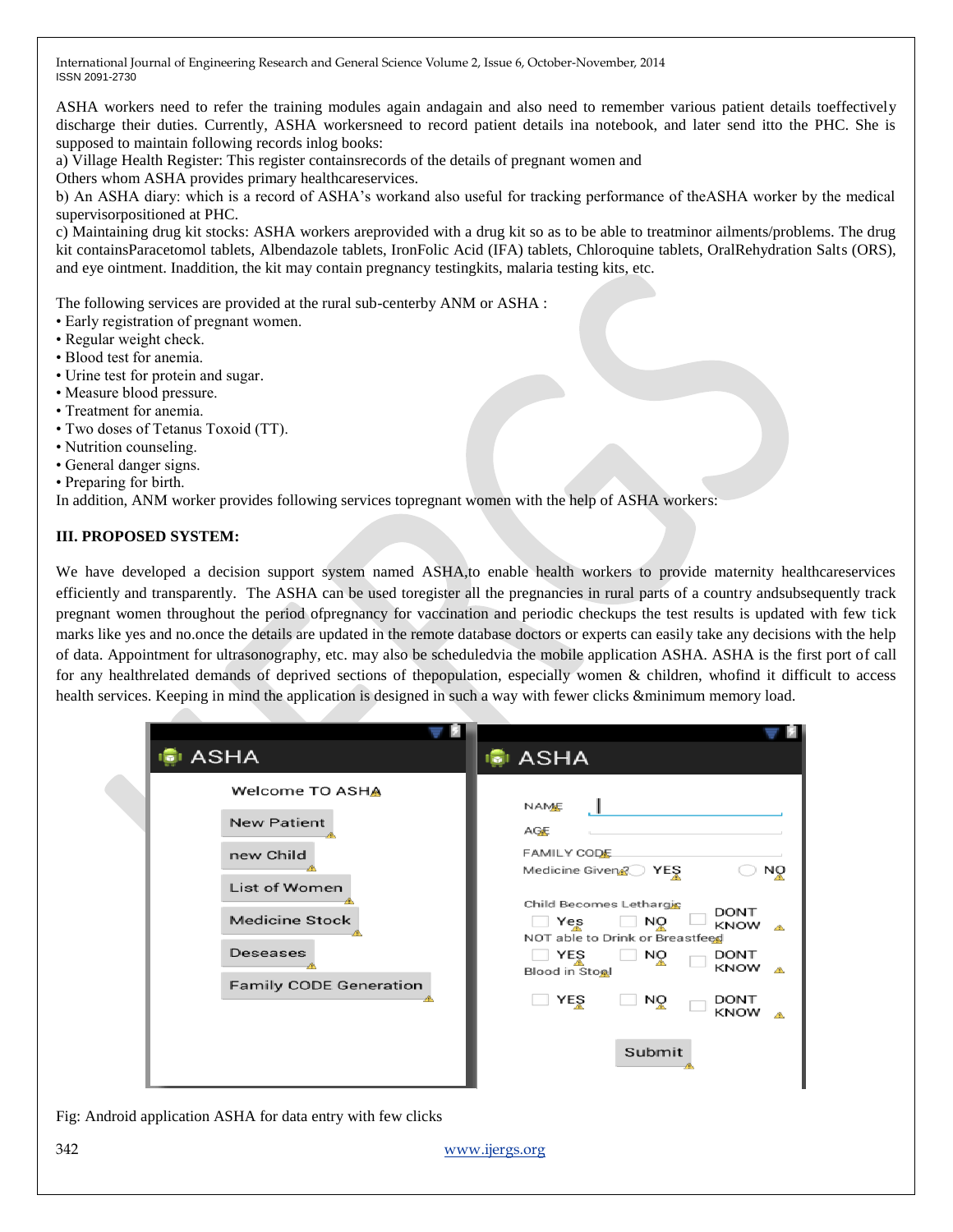ASHA workers need to refer the training modules again andagain and also need to remember various patient details toeffectively discharge their duties. Currently, ASHA workersneed to record patient details ina notebook, and later send itto the PHC. She is supposed to maintain following records inlog books:

a) Village Health Register: This register containsrecords of the details of pregnant women and Others whom ASHA provides primary healthcareservices.

b) An ASHA diary: which is a record of ASHA's workand also useful for tracking performance of theASHA worker by the medical supervisorpositioned at PHC.

c) Maintaining drug kit stocks: ASHA workers areprovided with a drug kit so as to be able to treatminor ailments/problems. The drug kit containsParacetomol tablets, Albendazole tablets, IronFolic Acid (IFA) tablets, Chloroquine tablets, OralRehydration Salts (ORS), and eye ointment. Inaddition, the kit may contain pregnancy testingkits, malaria testing kits, etc.

The following services are provided at the rural sub-centerby ANM or ASHA :

- Early registration of pregnant women.
- Regular weight check.
- Blood test for anemia.
- Urine test for protein and sugar.
- Measure blood pressure.
- Treatment for anemia.
- Two doses of Tetanus Toxoid (TT).
- Nutrition counseling.
- General danger signs.
- Preparing for birth.

In addition, ANM worker provides following services topregnant women with the help of ASHA workers:

## III. PROPOSED SYSTEM:

We have developed a decision support system named ASHA,to enable health workers to provide maternity healthcareservices efficiently and transparently. The ASHA can be used toregister all the pregnancies in rural parts of a country andsubsequently track pregnant women throughout the period ofpregnancy for vaccination and periodic checkups the test results is updated with few tick marks like yes and no.once the details are updated in the remote database doctors or experts can easily take any decisions with the help of data. Appointment for ultrasonography, etc. may also be scheduledvia the mobile application ASHA. ASHA is the first port of call for any healthrelated demands of deprived sections of thepopulation, especially women & children, whofind it difficult to access health services. Keeping in mind the application is designed in such a way with fewer clicks &minimum memory load.

Fig: Android application ASHA for data entry with few clicks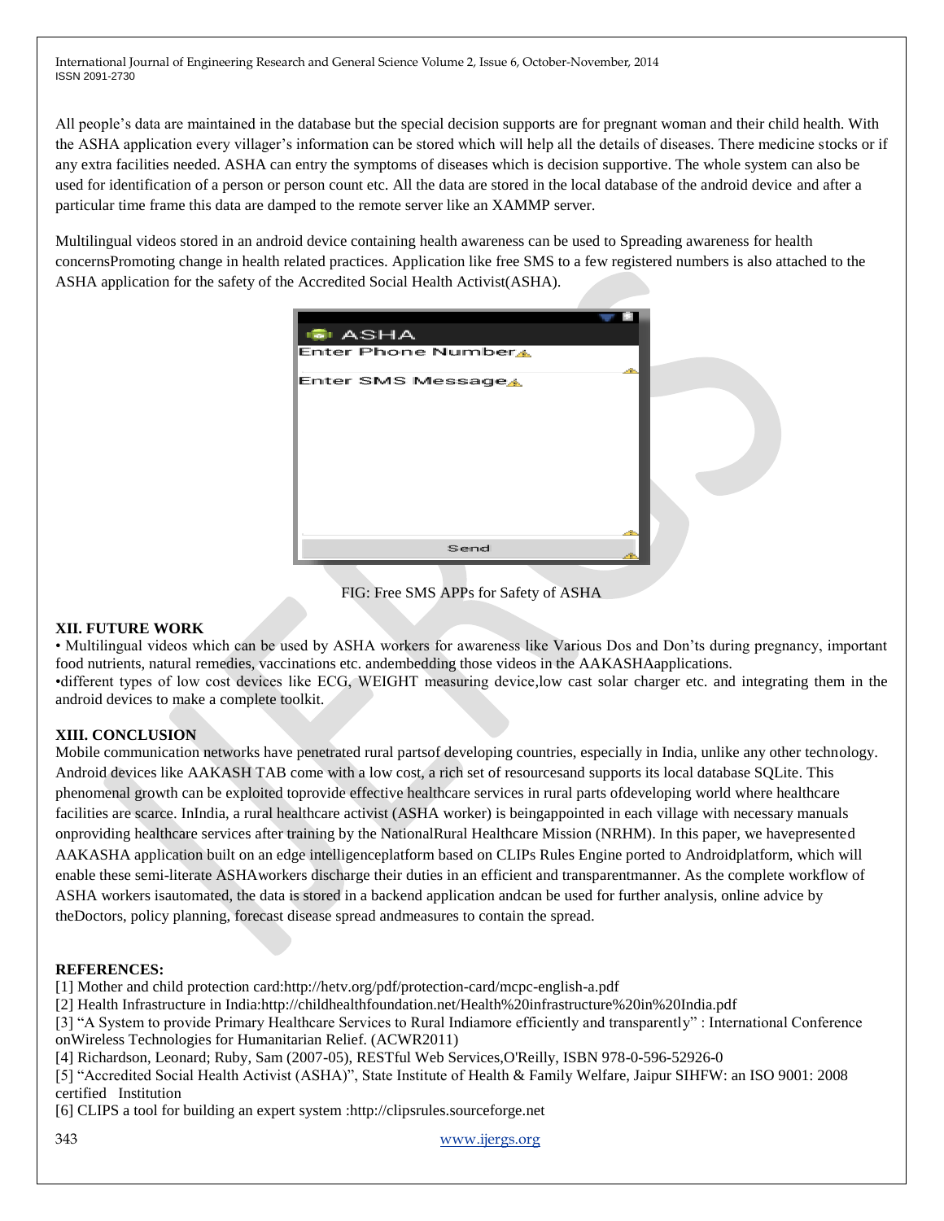All people's data are maintained in the database but the special decision supports are for pregnant woman and their child health. With the ASHA application every villager's information can be stored which will help all the details of diseases. There medicine stocks or if any extra facilities needed. ASHA can entry the symptoms of diseases which is decision supportive. The whole system can also be used for identification of a person or person count etc. All the data are stored in the local database of the android device and after a particular time frame this data are damped to the remote server like an XAMMP server.

Multilingual videos stored in an android device containing health awareness can be used to Spreading awareness for health concernsPromoting change in health related practices. Application like free SMS to a few registered numbers is also attached to the ASHA application for the safety of the Accredited Social Health Activist(ASHA).

FIG: Free SMS APPs for Safety of ASHA

## XII. FUTURE WORK

- Multilingual videos which can be used by ASHA workers for awareness like Various Dos and Don'ts during pregnancy, important food nutrients, natural remedies, vaccinations etc. andembedding those videos in the AAKASHAapplications.
- different types of low cost devices like ECG, WEIGHT measuring device,low cast solar charger etc. and integrating them in the android devices to make a complete toolkit.

## XIII. CONCLUSION

Mobile communication networks have penetrated rural partsof developing countries, especially in India, unlike any other technology. Android devices like AAKASH TAB come with a low cost, a rich set of resourcesand supports its local database SQLite. This phenomenal growth can be exploited toprovide effective healthcare services in rural parts ofdeveloping world where healthcare facilities are scarce. InIndia, a rural healthcare activist (ASHA worker) is beingappointed in each village with necessary manuals onproviding healthcare services after training by the NationalRural Healthcare Mission (NRHM). In this paper, we havepresented AAKASHA application built on an edge intelligenceplatform based on CLIPs Rules Engine ported to Androidplatform, which will enable these semi-literate ASHAworkers discharge their duties in an efficient and transparentmanner. As the complete workflow of ASHA workers isautomated, the data is stored in a backend application andcan be used for further analysis, online advice by theDoctors, policy planning, forecast disease spread andmeasures to contain the spread.

## REFERENCES:

[1] Mother and child protection card:http://hetv.org/pdf/protection-card/mcpc-english-a.pdf

[2] Health Infrastructure in India:http://childhealthfoundation.net/Health%20infrastructure%20in%20India.pdf

[3] "A System to provide Primary Healthcare Services to Rural Indiamore efficiently and transparently" : International Conference onWireless Technologies for Humanitarian Relief. (ACWR2011)

[4] Richardson, Leonard; Ruby, Sam (2007-05), RESTful Web Services,O'Reilly, ISBN 978-0-596-52926-0

[5] "Accredited Social Health Activist (ASHA)", State Institute of Health & Family Welfare, Jaipur SIHFW: an ISO 9001: 2008 certified Institution

[6] CLIPS a tool for building an expert system :http://clipsrules.sourceforge.net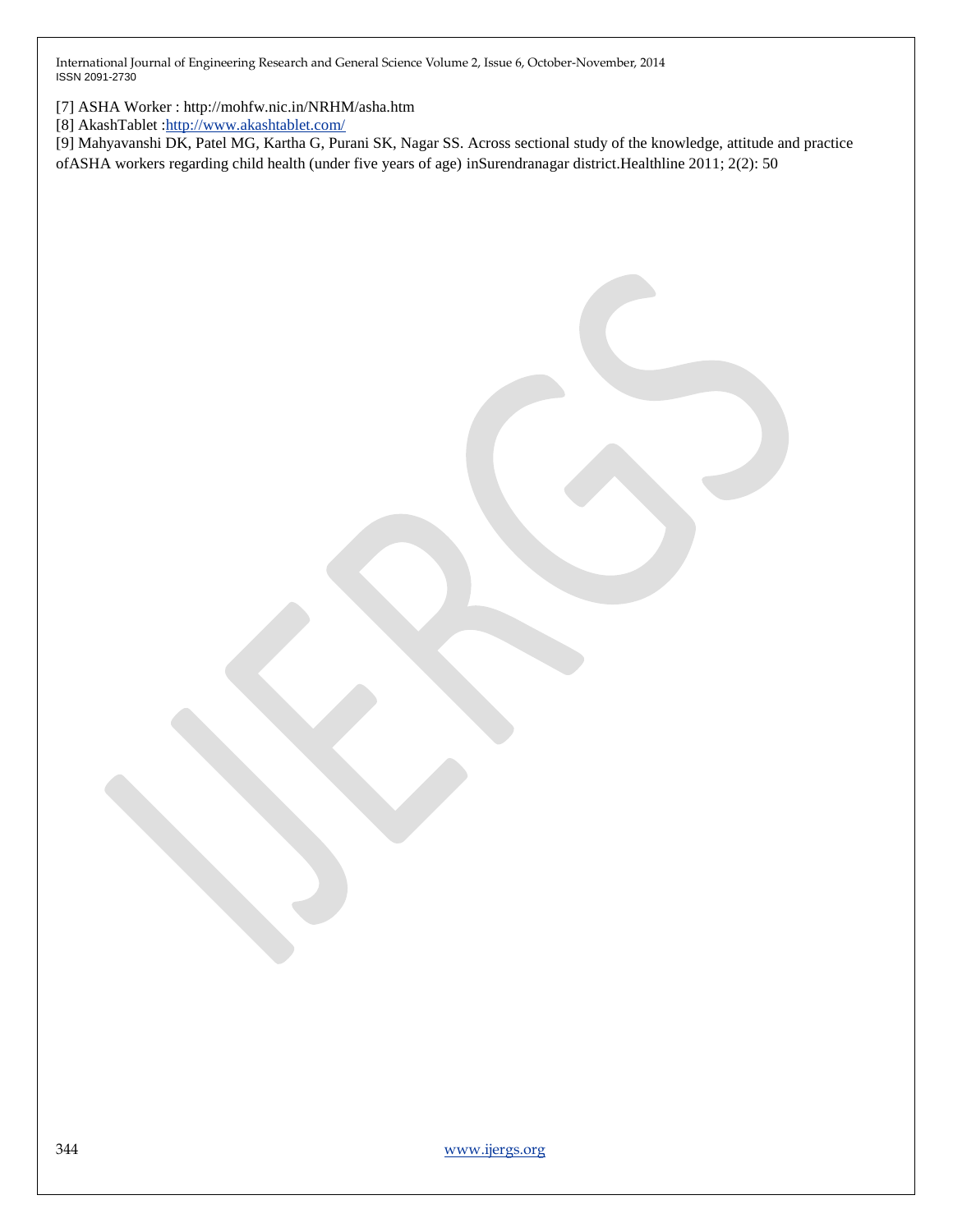[7] ASHA Worker : http://mohfw.nic.in/NRHM/asha.htm

[8] AkashTablet :http://www.akashtablet.com/

[9] Mahyavanshi DK, Patel MG, Kartha G, Purani SK, Nagar SS. Across sectional study of the knowledge, attitude and practice ofASHA workers regarding child health (under five years of age) inSurendranagar district.Healthline 2011; 2(2): 50